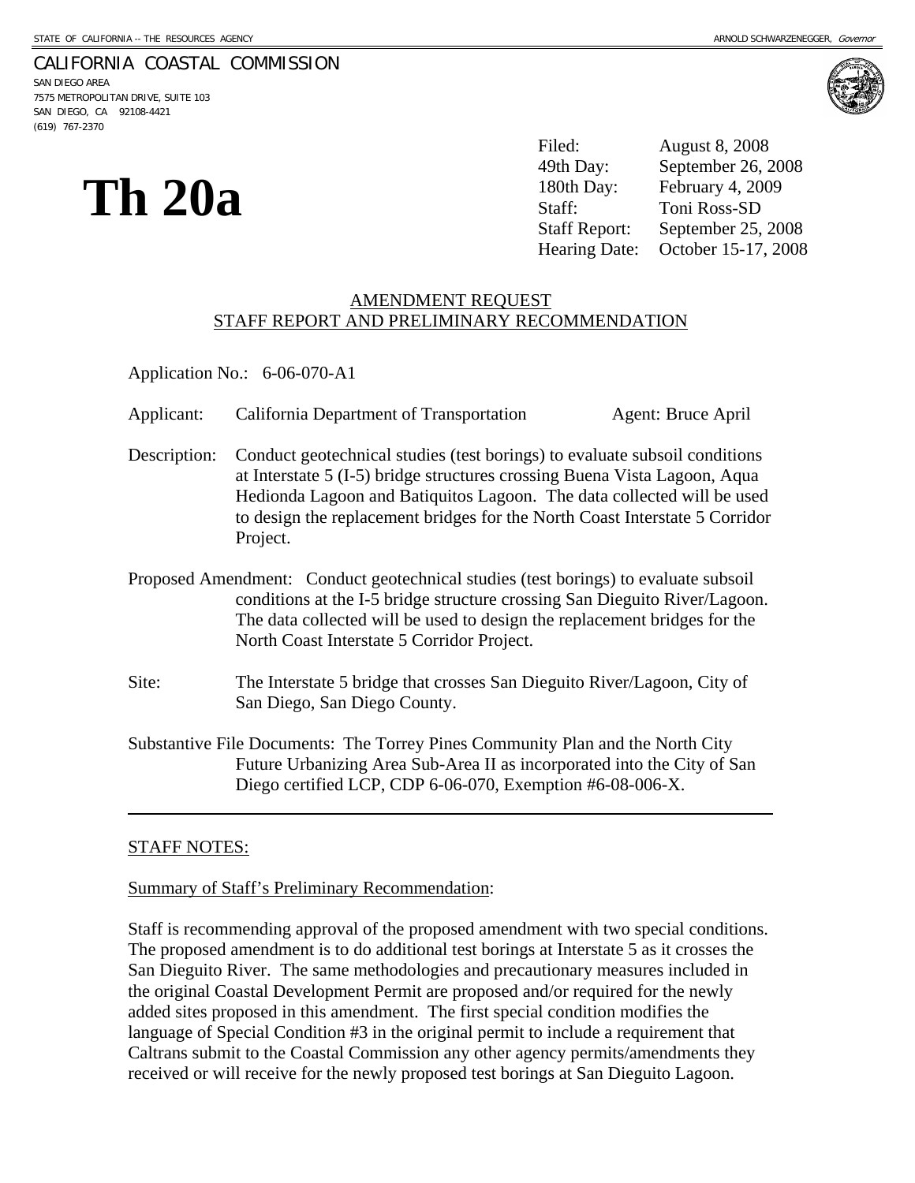STATE OF CALIFORNIA -- THE RESOURCES AGENCY — ARNOLD SCHWARZENEGGER, *Governor*

CALIFORNIA COASTAL COMMISSION
SAN DIEGO AREA
7575 METROPOLITAN DRIVE, SUITE 103
SAN DIEGO, CA 92108-4421
(619) 767-2370

# Th 20a

| | |
|---|---|
| Filed: | August 8, 2008 |
| 49th Day: | September 26, 2008 |
| 180th Day: | February 4, 2009 |
| Staff: | Toni Ross-SD |
| Staff Report: | September 25, 2008 |
| Hearing Date: | October 15-17, 2008 |

## AMENDMENT REQUEST
## STAFF REPORT AND PRELIMINARY RECOMMENDATION

Application No.: 6-06-070-A1

Applicant: California Department of Transportation — Agent: Bruce April

Description: Conduct geotechnical studies (test borings) to evaluate subsoil conditions at Interstate 5 (I-5) bridge structures crossing Buena Vista Lagoon, Aqua Hedionda Lagoon and Batiquitos Lagoon. The data collected will be used to design the replacement bridges for the North Coast Interstate 5 Corridor Project.

Proposed Amendment: Conduct geotechnical studies (test borings) to evaluate subsoil conditions at the I-5 bridge structure crossing San Dieguito River/Lagoon. The data collected will be used to design the replacement bridges for the North Coast Interstate 5 Corridor Project.

Site: The Interstate 5 bridge that crosses San Dieguito River/Lagoon, City of San Diego, San Diego County.

Substantive File Documents: The Torrey Pines Community Plan and the North City Future Urbanizing Area Sub-Area II as incorporated into the City of San Diego certified LCP, CDP 6-06-070, Exemption #6-08-006-X.

---

STAFF NOTES:

Summary of Staff's Preliminary Recommendation:

Staff is recommending approval of the proposed amendment with two special conditions. The proposed amendment is to do additional test borings at Interstate 5 as it crosses the San Dieguito River. The same methodologies and precautionary measures included in the original Coastal Development Permit are proposed and/or required for the newly added sites proposed in this amendment. The first special condition modifies the language of Special Condition #3 in the original permit to include a requirement that Caltrans submit to the Coastal Commission any other agency permits/amendments they received or will receive for the newly proposed test borings at San Dieguito Lagoon.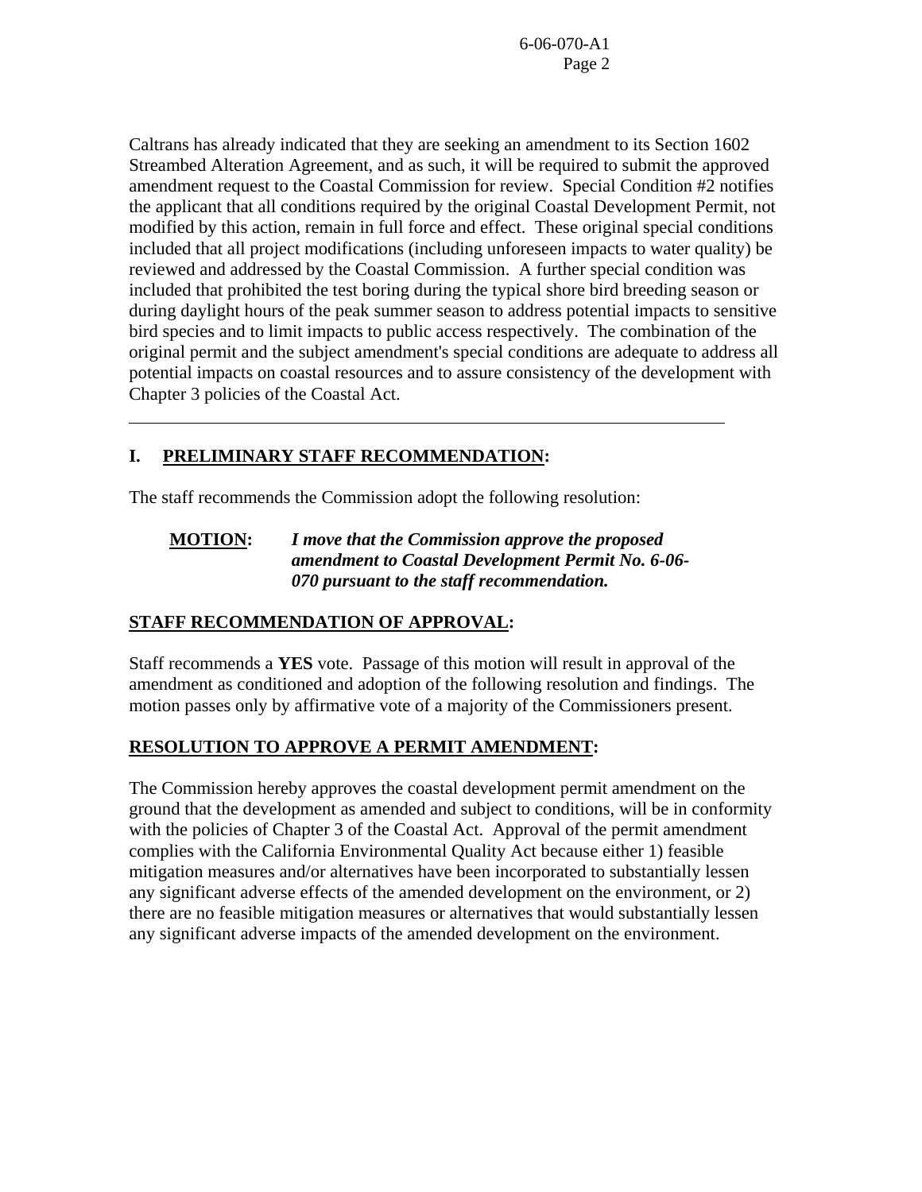Caltrans has already indicated that they are seeking an amendment to its Section 1602 Streambed Alteration Agreement, and as such, it will be required to submit the approved amendment request to the Coastal Commission for review. Special Condition #2 notifies the applicant that all conditions required by the original Coastal Development Permit, not modified by this action, remain in full force and effect. These original special conditions included that all project modifications (including unforeseen impacts to water quality) be reviewed and addressed by the Coastal Commission. A further special condition was included that prohibited the test boring during the typical shore bird breeding season or during daylight hours of the peak summer season to address potential impacts to sensitive bird species and to limit impacts to public access respectively. The combination of the original permit and the subject amendment's special conditions are adequate to address all potential impacts on coastal resources and to assure consistency of the development with Chapter 3 policies of the Coastal Act.

---

## I. PRELIMINARY STAFF RECOMMENDATION:

The staff recommends the Commission adopt the following resolution:

**MOTION:** ***I move that the Commission approve the proposed amendment to Coastal Development Permit No. 6-06-070 pursuant to the staff recommendation.***

### STAFF RECOMMENDATION OF APPROVAL:

Staff recommends a **YES** vote. Passage of this motion will result in approval of the amendment as conditioned and adoption of the following resolution and findings. The motion passes only by affirmative vote of a majority of the Commissioners present.

### RESOLUTION TO APPROVE A PERMIT AMENDMENT:

The Commission hereby approves the coastal development permit amendment on the ground that the development as amended and subject to conditions, will be in conformity with the policies of Chapter 3 of the Coastal Act. Approval of the permit amendment complies with the California Environmental Quality Act because either 1) feasible mitigation measures and/or alternatives have been incorporated to substantially lessen any significant adverse effects of the amended development on the environment, or 2) there are no feasible mitigation measures or alternatives that would substantially lessen any significant adverse impacts of the amended development on the environment.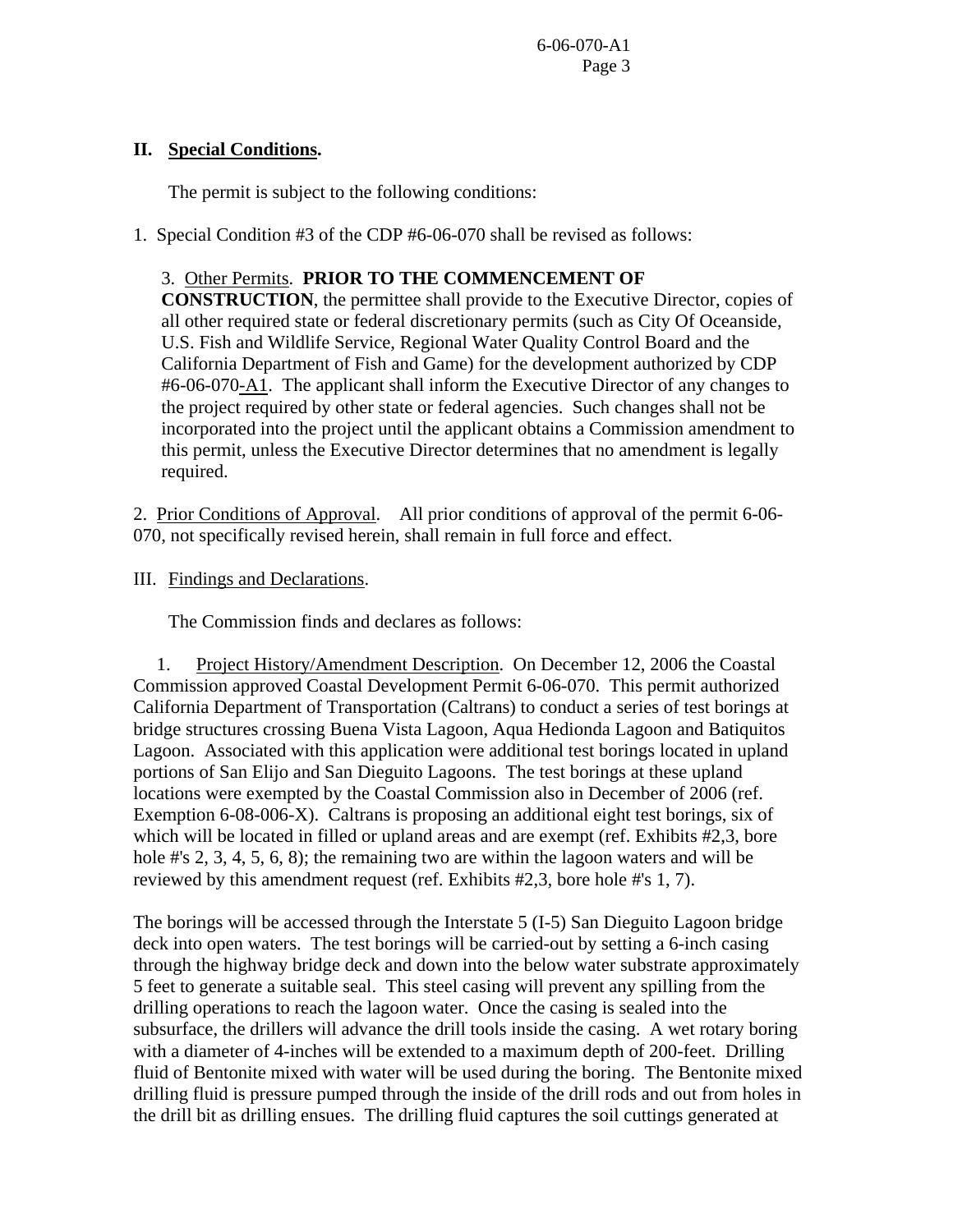## II. Special Conditions.

The permit is subject to the following conditions:

1. Special Condition #3 of the CDP #6-06-070 shall be revised as follows:

   3. Other Permits. **PRIOR TO THE COMMENCEMENT OF CONSTRUCTION**, the permittee shall provide to the Executive Director, copies of all other required state or federal discretionary permits (such as City Of Oceanside, U.S. Fish and Wildlife Service, Regional Water Quality Control Board and the California Department of Fish and Game) for the development authorized by CDP #6-06-070-A1. The applicant shall inform the Executive Director of any changes to the project required by other state or federal agencies. Such changes shall not be incorporated into the project until the applicant obtains a Commission amendment to this permit, unless the Executive Director determines that no amendment is legally required.

2. Prior Conditions of Approval. All prior conditions of approval of the permit 6-06-070, not specifically revised herein, shall remain in full force and effect.

## III. Findings and Declarations.

The Commission finds and declares as follows:

1. Project History/Amendment Description. On December 12, 2006 the Coastal Commission approved Coastal Development Permit 6-06-070. This permit authorized California Department of Transportation (Caltrans) to conduct a series of test borings at bridge structures crossing Buena Vista Lagoon, Aqua Hedionda Lagoon and Batiquitos Lagoon. Associated with this application were additional test borings located in upland portions of San Elijo and San Dieguito Lagoons. The test borings at these upland locations were exempted by the Coastal Commission also in December of 2006 (ref. Exemption 6-08-006-X). Caltrans is proposing an additional eight test borings, six of which will be located in filled or upland areas and are exempt (ref. Exhibits #2,3, bore hole #'s 2, 3, 4, 5, 6, 8); the remaining two are within the lagoon waters and will be reviewed by this amendment request (ref. Exhibits #2,3, bore hole #'s 1, 7).

The borings will be accessed through the Interstate 5 (I-5) San Dieguito Lagoon bridge deck into open waters. The test borings will be carried-out by setting a 6-inch casing through the highway bridge deck and down into the below water substrate approximately 5 feet to generate a suitable seal. This steel casing will prevent any spilling from the drilling operations to reach the lagoon water. Once the casing is sealed into the subsurface, the drillers will advance the drill tools inside the casing. A wet rotary boring with a diameter of 4-inches will be extended to a maximum depth of 200-feet. Drilling fluid of Bentonite mixed with water will be used during the boring. The Bentonite mixed drilling fluid is pressure pumped through the inside of the drill rods and out from holes in the drill bit as drilling ensues. The drilling fluid captures the soil cuttings generated at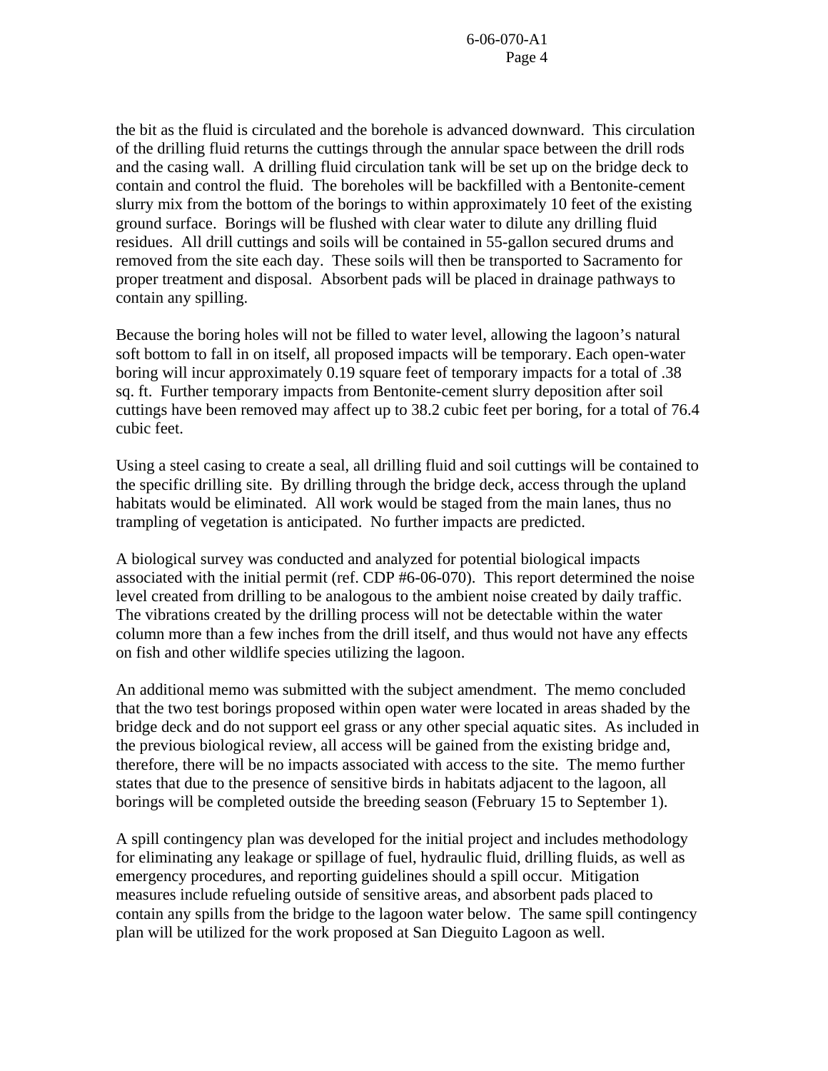the bit as the fluid is circulated and the borehole is advanced downward. This circulation of the drilling fluid returns the cuttings through the annular space between the drill rods and the casing wall. A drilling fluid circulation tank will be set up on the bridge deck to contain and control the fluid. The boreholes will be backfilled with a Bentonite-cement slurry mix from the bottom of the borings to within approximately 10 feet of the existing ground surface. Borings will be flushed with clear water to dilute any drilling fluid residues. All drill cuttings and soils will be contained in 55-gallon secured drums and removed from the site each day. These soils will then be transported to Sacramento for proper treatment and disposal. Absorbent pads will be placed in drainage pathways to contain any spilling.

Because the boring holes will not be filled to water level, allowing the lagoon's natural soft bottom to fall in on itself, all proposed impacts will be temporary. Each open-water boring will incur approximately 0.19 square feet of temporary impacts for a total of .38 sq. ft. Further temporary impacts from Bentonite-cement slurry deposition after soil cuttings have been removed may affect up to 38.2 cubic feet per boring, for a total of 76.4 cubic feet.

Using a steel casing to create a seal, all drilling fluid and soil cuttings will be contained to the specific drilling site. By drilling through the bridge deck, access through the upland habitats would be eliminated. All work would be staged from the main lanes, thus no trampling of vegetation is anticipated. No further impacts are predicted.

A biological survey was conducted and analyzed for potential biological impacts associated with the initial permit (ref. CDP #6-06-070). This report determined the noise level created from drilling to be analogous to the ambient noise created by daily traffic. The vibrations created by the drilling process will not be detectable within the water column more than a few inches from the drill itself, and thus would not have any effects on fish and other wildlife species utilizing the lagoon.

An additional memo was submitted with the subject amendment. The memo concluded that the two test borings proposed within open water were located in areas shaded by the bridge deck and do not support eel grass or any other special aquatic sites. As included in the previous biological review, all access will be gained from the existing bridge and, therefore, there will be no impacts associated with access to the site. The memo further states that due to the presence of sensitive birds in habitats adjacent to the lagoon, all borings will be completed outside the breeding season (February 15 to September 1).

A spill contingency plan was developed for the initial project and includes methodology for eliminating any leakage or spillage of fuel, hydraulic fluid, drilling fluids, as well as emergency procedures, and reporting guidelines should a spill occur. Mitigation measures include refueling outside of sensitive areas, and absorbent pads placed to contain any spills from the bridge to the lagoon water below. The same spill contingency plan will be utilized for the work proposed at San Dieguito Lagoon as well.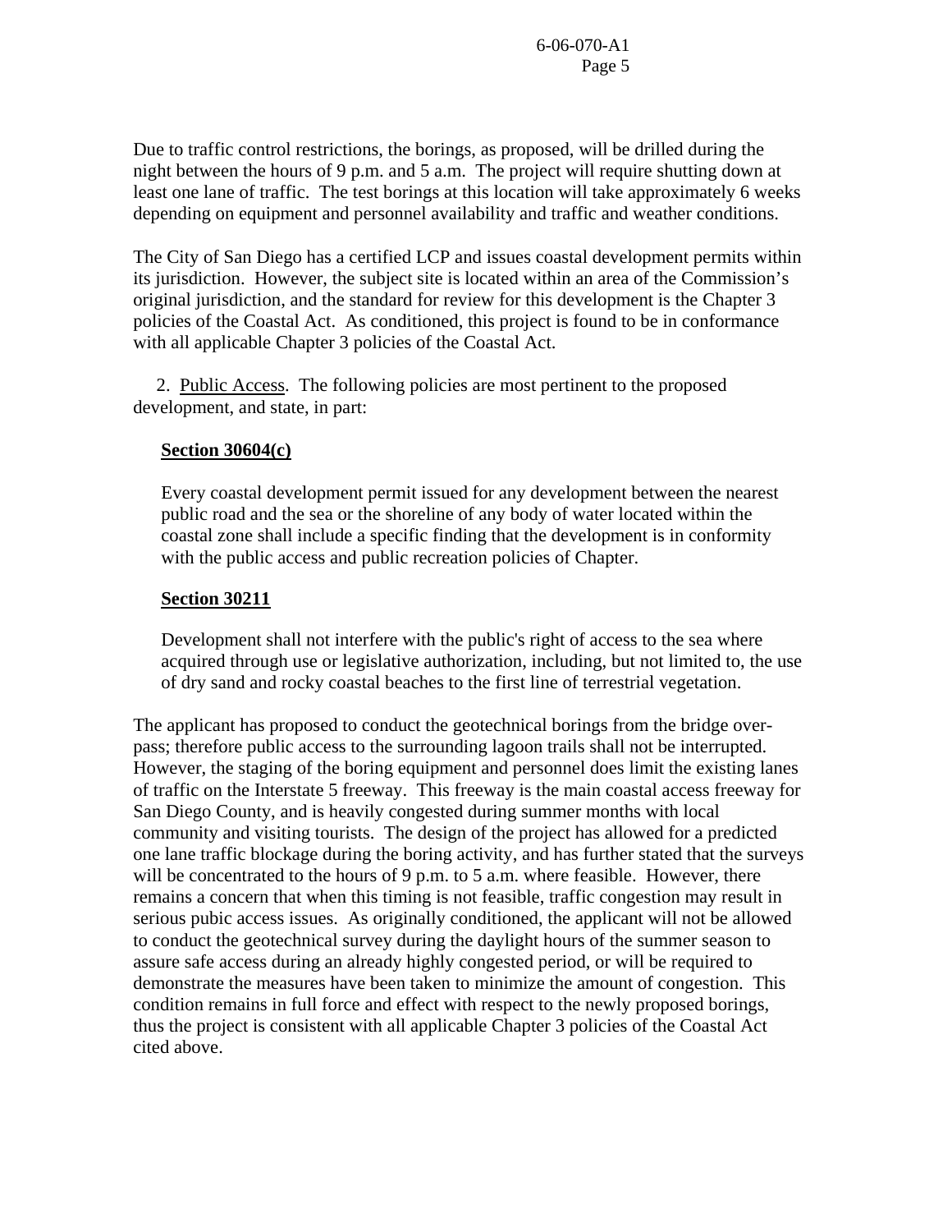Due to traffic control restrictions, the borings, as proposed, will be drilled during the night between the hours of 9 p.m. and 5 a.m. The project will require shutting down at least one lane of traffic. The test borings at this location will take approximately 6 weeks depending on equipment and personnel availability and traffic and weather conditions.

The City of San Diego has a certified LCP and issues coastal development permits within its jurisdiction. However, the subject site is located within an area of the Commission's original jurisdiction, and the standard for review for this development is the Chapter 3 policies of the Coastal Act. As conditioned, this project is found to be in conformance with all applicable Chapter 3 policies of the Coastal Act.

2. Public Access. The following policies are most pertinent to the proposed development, and state, in part:

**Section 30604(c)**

Every coastal development permit issued for any development between the nearest public road and the sea or the shoreline of any body of water located within the coastal zone shall include a specific finding that the development is in conformity with the public access and public recreation policies of Chapter.

**Section 30211**

Development shall not interfere with the public's right of access to the sea where acquired through use or legislative authorization, including, but not limited to, the use of dry sand and rocky coastal beaches to the first line of terrestrial vegetation.

The applicant has proposed to conduct the geotechnical borings from the bridge over-pass; therefore public access to the surrounding lagoon trails shall not be interrupted. However, the staging of the boring equipment and personnel does limit the existing lanes of traffic on the Interstate 5 freeway. This freeway is the main coastal access freeway for San Diego County, and is heavily congested during summer months with local community and visiting tourists. The design of the project has allowed for a predicted one lane traffic blockage during the boring activity, and has further stated that the surveys will be concentrated to the hours of 9 p.m. to 5 a.m. where feasible. However, there remains a concern that when this timing is not feasible, traffic congestion may result in serious pubic access issues. As originally conditioned, the applicant will not be allowed to conduct the geotechnical survey during the daylight hours of the summer season to assure safe access during an already highly congested period, or will be required to demonstrate the measures have been taken to minimize the amount of congestion. This condition remains in full force and effect with respect to the newly proposed borings, thus the project is consistent with all applicable Chapter 3 policies of the Coastal Act cited above.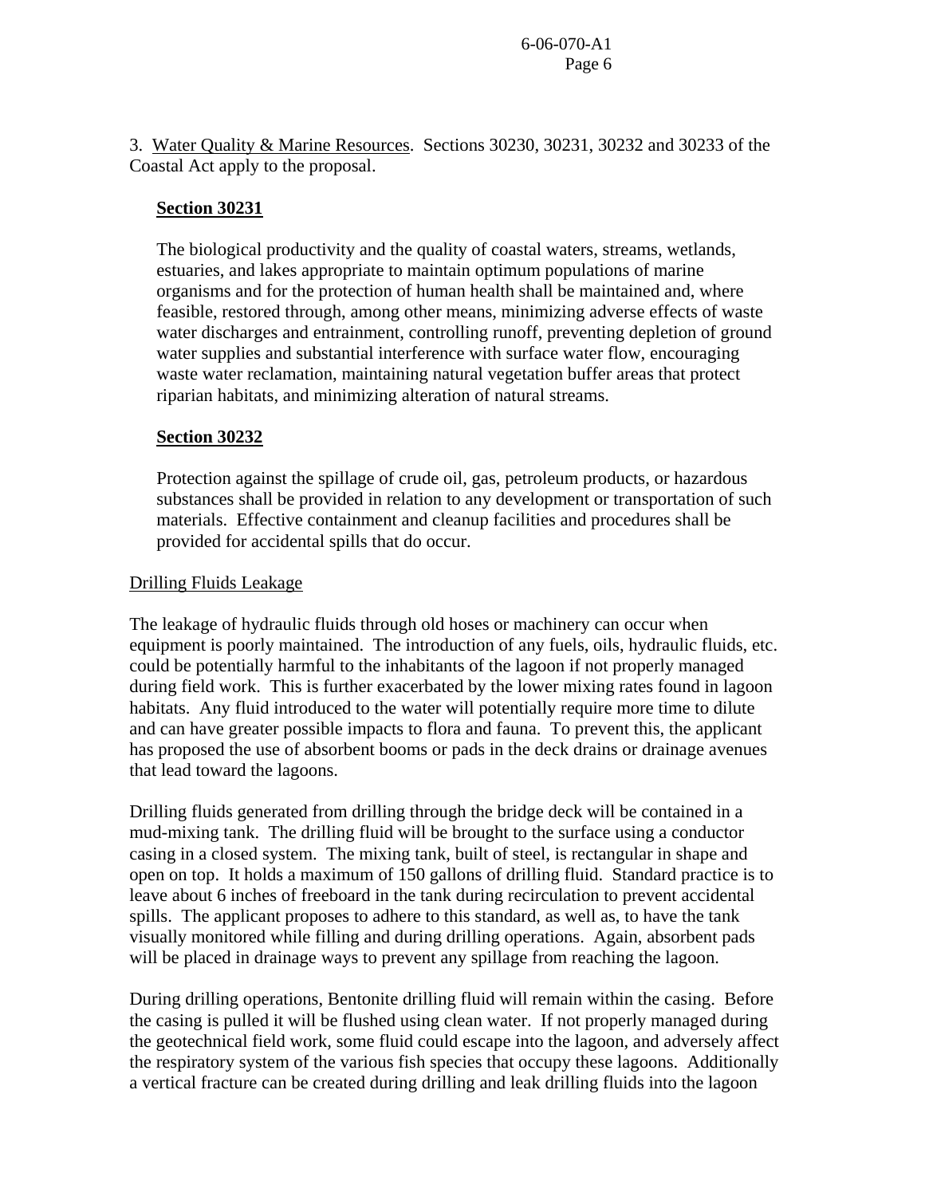3. Water Quality & Marine Resources. Sections 30230, 30231, 30232 and 30233 of the Coastal Act apply to the proposal.

**Section 30231**

The biological productivity and the quality of coastal waters, streams, wetlands, estuaries, and lakes appropriate to maintain optimum populations of marine organisms and for the protection of human health shall be maintained and, where feasible, restored through, among other means, minimizing adverse effects of waste water discharges and entrainment, controlling runoff, preventing depletion of ground water supplies and substantial interference with surface water flow, encouraging waste water reclamation, maintaining natural vegetation buffer areas that protect riparian habitats, and minimizing alteration of natural streams.

**Section 30232**

Protection against the spillage of crude oil, gas, petroleum products, or hazardous substances shall be provided in relation to any development or transportation of such materials. Effective containment and cleanup facilities and procedures shall be provided for accidental spills that do occur.

Drilling Fluids Leakage

The leakage of hydraulic fluids through old hoses or machinery can occur when equipment is poorly maintained. The introduction of any fuels, oils, hydraulic fluids, etc. could be potentially harmful to the inhabitants of the lagoon if not properly managed during field work. This is further exacerbated by the lower mixing rates found in lagoon habitats. Any fluid introduced to the water will potentially require more time to dilute and can have greater possible impacts to flora and fauna. To prevent this, the applicant has proposed the use of absorbent booms or pads in the deck drains or drainage avenues that lead toward the lagoons.

Drilling fluids generated from drilling through the bridge deck will be contained in a mud-mixing tank. The drilling fluid will be brought to the surface using a conductor casing in a closed system. The mixing tank, built of steel, is rectangular in shape and open on top. It holds a maximum of 150 gallons of drilling fluid. Standard practice is to leave about 6 inches of freeboard in the tank during recirculation to prevent accidental spills. The applicant proposes to adhere to this standard, as well as, to have the tank visually monitored while filling and during drilling operations. Again, absorbent pads will be placed in drainage ways to prevent any spillage from reaching the lagoon.

During drilling operations, Bentonite drilling fluid will remain within the casing. Before the casing is pulled it will be flushed using clean water. If not properly managed during the geotechnical field work, some fluid could escape into the lagoon, and adversely affect the respiratory system of the various fish species that occupy these lagoons. Additionally a vertical fracture can be created during drilling and leak drilling fluids into the lagoon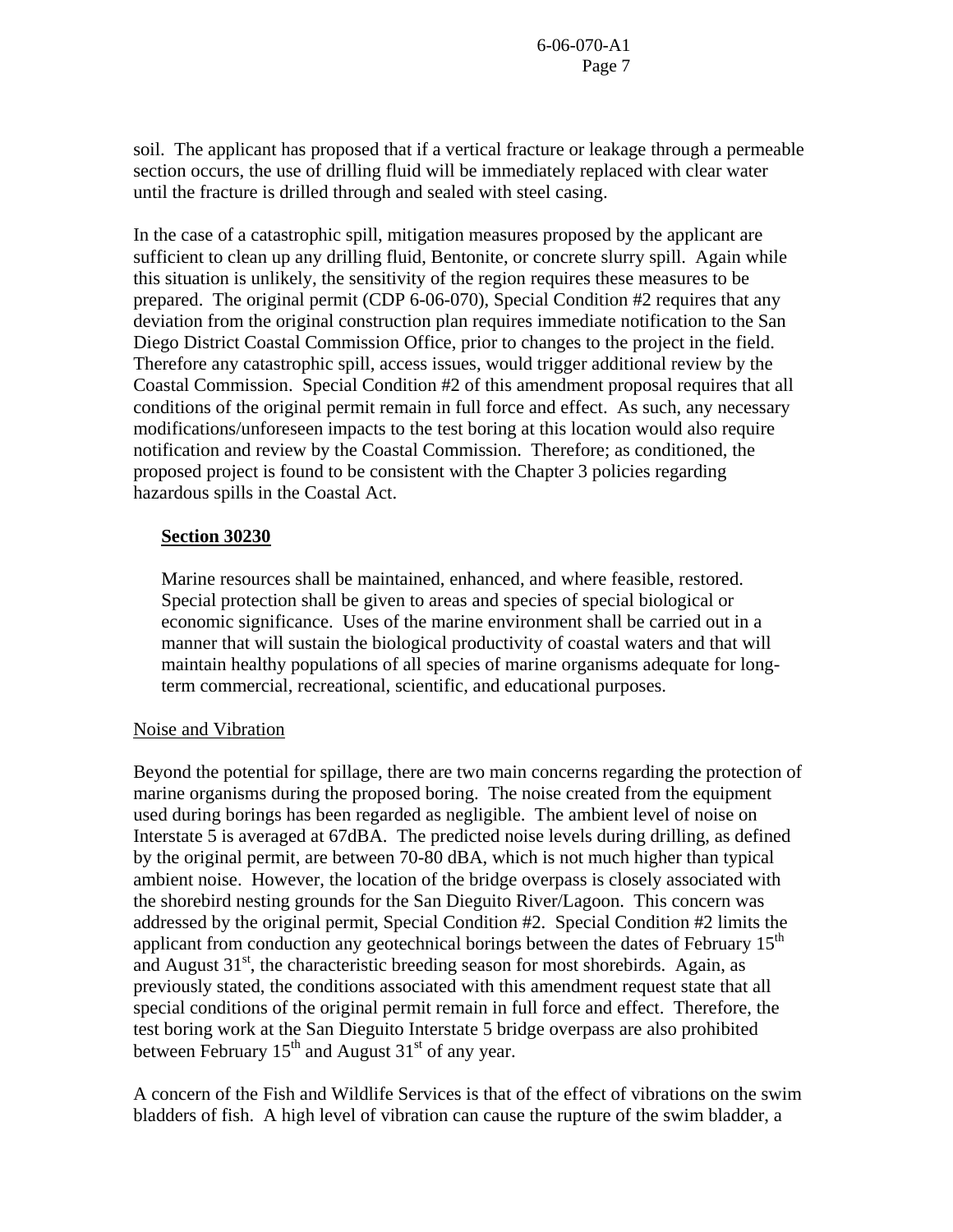soil. The applicant has proposed that if a vertical fracture or leakage through a permeable section occurs, the use of drilling fluid will be immediately replaced with clear water until the fracture is drilled through and sealed with steel casing.

In the case of a catastrophic spill, mitigation measures proposed by the applicant are sufficient to clean up any drilling fluid, Bentonite, or concrete slurry spill. Again while this situation is unlikely, the sensitivity of the region requires these measures to be prepared. The original permit (CDP 6-06-070), Special Condition #2 requires that any deviation from the original construction plan requires immediate notification to the San Diego District Coastal Commission Office, prior to changes to the project in the field. Therefore any catastrophic spill, access issues, would trigger additional review by the Coastal Commission. Special Condition #2 of this amendment proposal requires that all conditions of the original permit remain in full force and effect. As such, any necessary modifications/unforeseen impacts to the test boring at this location would also require notification and review by the Coastal Commission. Therefore; as conditioned, the proposed project is found to be consistent with the Chapter 3 policies regarding hazardous spills in the Coastal Act.

> **Section 30230**
>
> Marine resources shall be maintained, enhanced, and where feasible, restored. Special protection shall be given to areas and species of special biological or economic significance. Uses of the marine environment shall be carried out in a manner that will sustain the biological productivity of coastal waters and that will maintain healthy populations of all species of marine organisms adequate for long-term commercial, recreational, scientific, and educational purposes.

Noise and Vibration

Beyond the potential for spillage, there are two main concerns regarding the protection of marine organisms during the proposed boring. The noise created from the equipment used during borings has been regarded as negligible. The ambient level of noise on Interstate 5 is averaged at 67dBA. The predicted noise levels during drilling, as defined by the original permit, are between 70-80 dBA, which is not much higher than typical ambient noise. However, the location of the bridge overpass is closely associated with the shorebird nesting grounds for the San Dieguito River/Lagoon. This concern was addressed by the original permit, Special Condition #2. Special Condition #2 limits the applicant from conduction any geotechnical borings between the dates of February 15th and August 31st, the characteristic breeding season for most shorebirds. Again, as previously stated, the conditions associated with this amendment request state that all special conditions of the original permit remain in full force and effect. Therefore, the test boring work at the San Dieguito Interstate 5 bridge overpass are also prohibited between February 15th and August 31st of any year.

A concern of the Fish and Wildlife Services is that of the effect of vibrations on the swim bladders of fish. A high level of vibration can cause the rupture of the swim bladder, a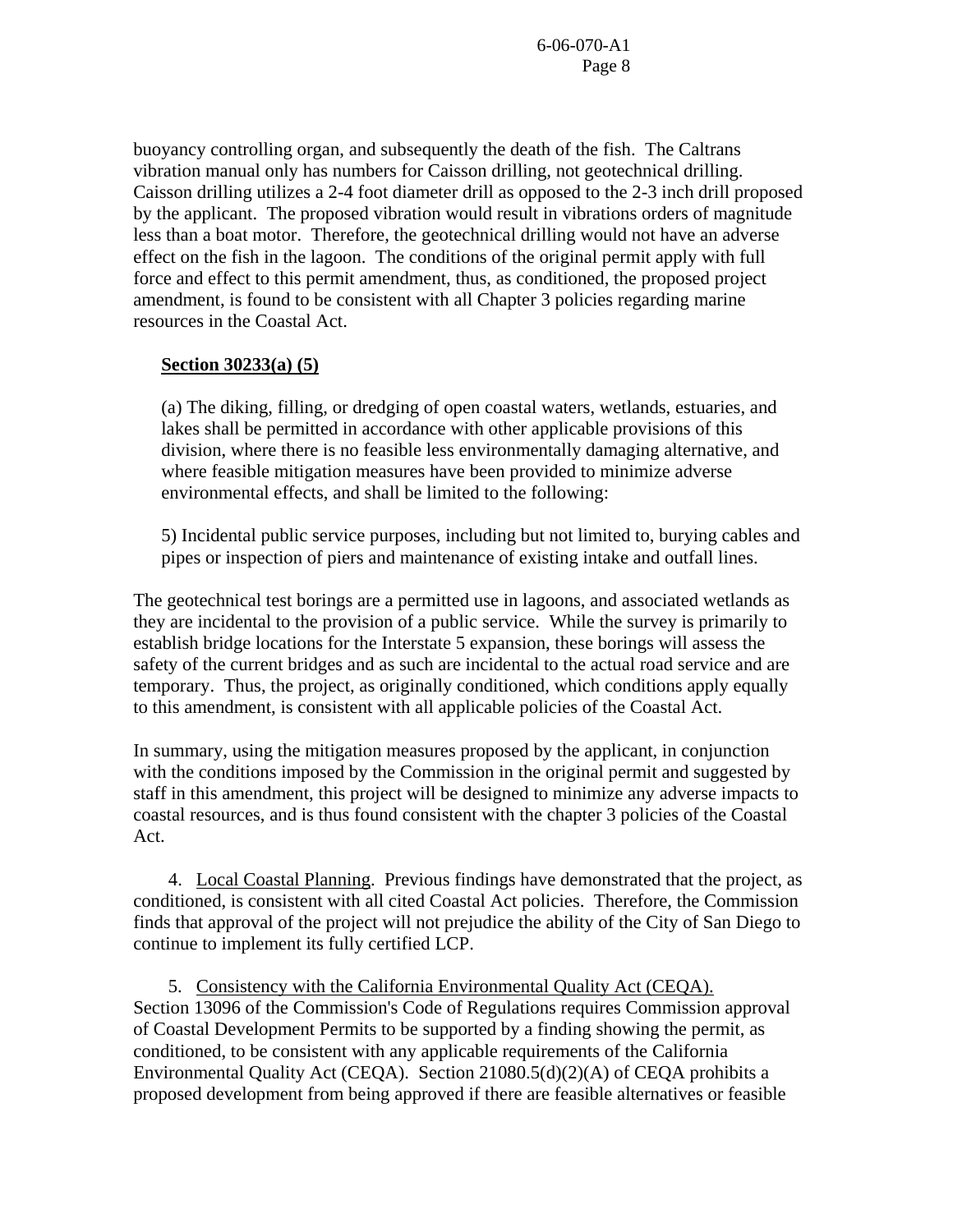buoyancy controlling organ, and subsequently the death of the fish. The Caltrans vibration manual only has numbers for Caisson drilling, not geotechnical drilling. Caisson drilling utilizes a 2-4 foot diameter drill as opposed to the 2-3 inch drill proposed by the applicant. The proposed vibration would result in vibrations orders of magnitude less than a boat motor. Therefore, the geotechnical drilling would not have an adverse effect on the fish in the lagoon. The conditions of the original permit apply with full force and effect to this permit amendment, thus, as conditioned, the proposed project amendment, is found to be consistent with all Chapter 3 policies regarding marine resources in the Coastal Act.

**Section 30233(a) (5)**

> (a) The diking, filling, or dredging of open coastal waters, wetlands, estuaries, and lakes shall be permitted in accordance with other applicable provisions of this division, where there is no feasible less environmentally damaging alternative, and where feasible mitigation measures have been provided to minimize adverse environmental effects, and shall be limited to the following:
>
> 5) Incidental public service purposes, including but not limited to, burying cables and pipes or inspection of piers and maintenance of existing intake and outfall lines.

The geotechnical test borings are a permitted use in lagoons, and associated wetlands as they are incidental to the provision of a public service. While the survey is primarily to establish bridge locations for the Interstate 5 expansion, these borings will assess the safety of the current bridges and as such are incidental to the actual road service and are temporary. Thus, the project, as originally conditioned, which conditions apply equally to this amendment, is consistent with all applicable policies of the Coastal Act.

In summary, using the mitigation measures proposed by the applicant, in conjunction with the conditions imposed by the Commission in the original permit and suggested by staff in this amendment, this project will be designed to minimize any adverse impacts to coastal resources, and is thus found consistent with the chapter 3 policies of the Coastal Act.

4. Local Coastal Planning. Previous findings have demonstrated that the project, as conditioned, is consistent with all cited Coastal Act policies. Therefore, the Commission finds that approval of the project will not prejudice the ability of the City of San Diego to continue to implement its fully certified LCP.

5. Consistency with the California Environmental Quality Act (CEQA). Section 13096 of the Commission's Code of Regulations requires Commission approval of Coastal Development Permits to be supported by a finding showing the permit, as conditioned, to be consistent with any applicable requirements of the California Environmental Quality Act (CEQA). Section 21080.5(d)(2)(A) of CEQA prohibits a proposed development from being approved if there are feasible alternatives or feasible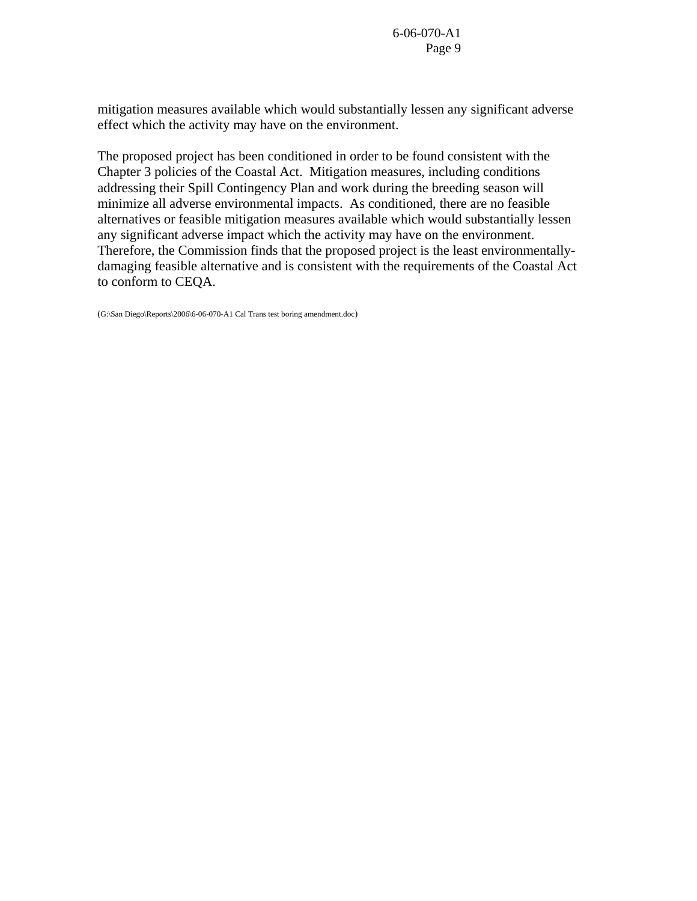mitigation measures available which would substantially lessen any significant adverse effect which the activity may have on the environment.

The proposed project has been conditioned in order to be found consistent with the Chapter 3 policies of the Coastal Act. Mitigation measures, including conditions addressing their Spill Contingency Plan and work during the breeding season will minimize all adverse environmental impacts. As conditioned, there are no feasible alternatives or feasible mitigation measures available which would substantially lessen any significant adverse impact which the activity may have on the environment. Therefore, the Commission finds that the proposed project is the least environmentally-damaging feasible alternative and is consistent with the requirements of the Coastal Act to conform to CEQA.

(G:\San Diego\Reports\2006\6-06-070-A1 Cal Trans test boring amendment.doc)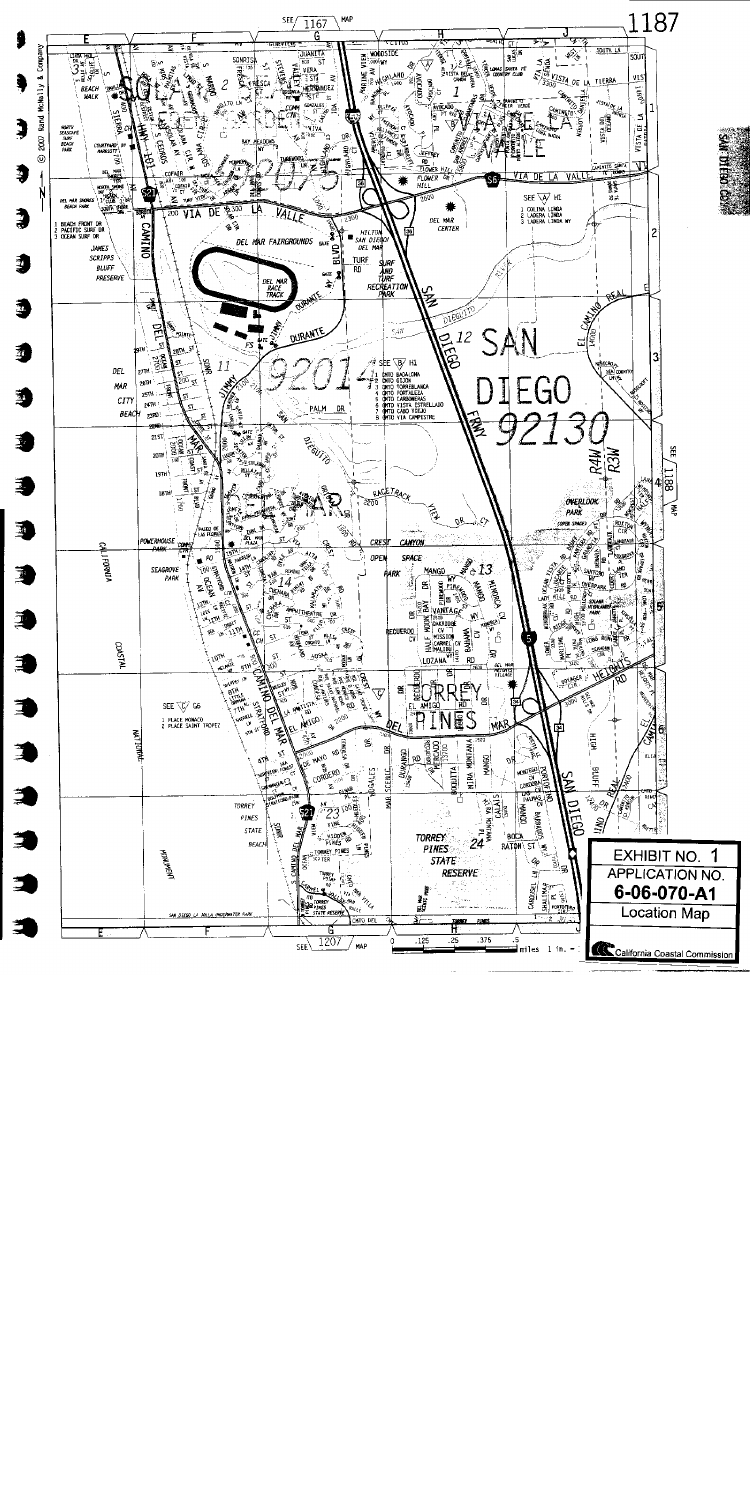EXHIBIT NO. 1

APPLICATION NO.

6-06-070-A1

Location Map

California Coastal Commission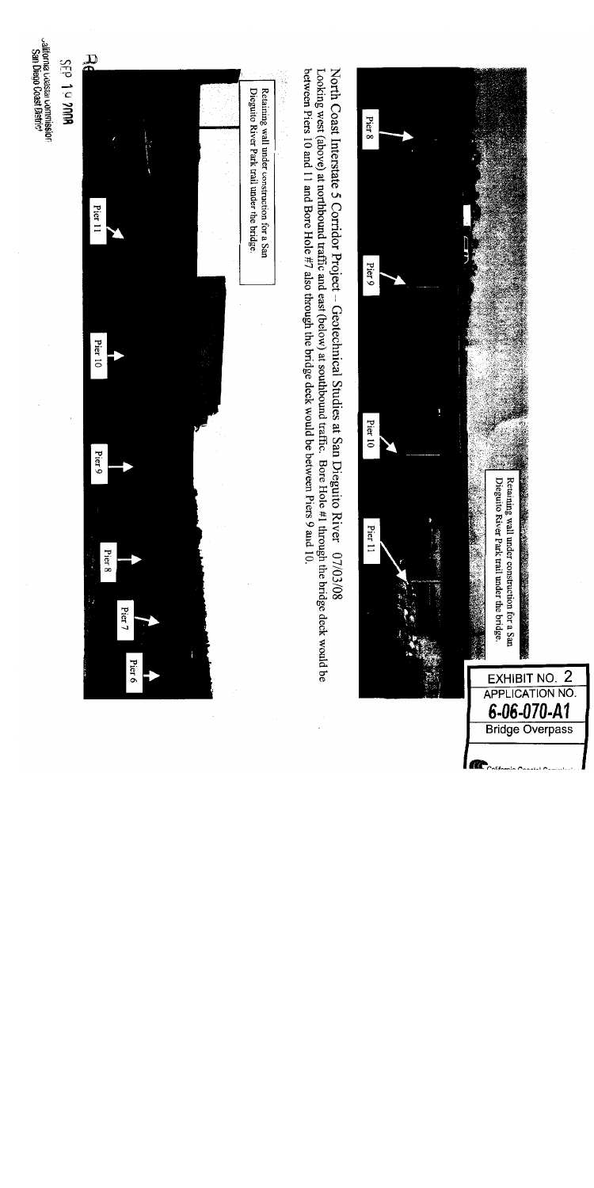EXHIBIT NO. 2
APPLICATION NO.
**6-06-070-A1**
Bridge Overpass

Pier 8

Pier 9

Pier 10

Pier 11

Retaining wall under construction for a San Dieguito River Park trail under the bridge.

North Coast Interstate 5 Corridor Project – Geotechnical Studies at San Dieguito River 07/03/08
Looking west (above) at northbound traffic and east (below) at southbound traffic. Bore Hole #1 through the bridge deck would be between Piers 10 and 11 and Bore Hole #7 also through the bridge deck would be between Piers 9 and 10.

Retaining wall under construction for a San Dieguito River Park trail under the bridge.

Pier 11

Pier 10

Pier 9

Pier 8

Pier 7

Pier 6

SEP 1 0 2008

California Coastal Commission
San Diego Coast District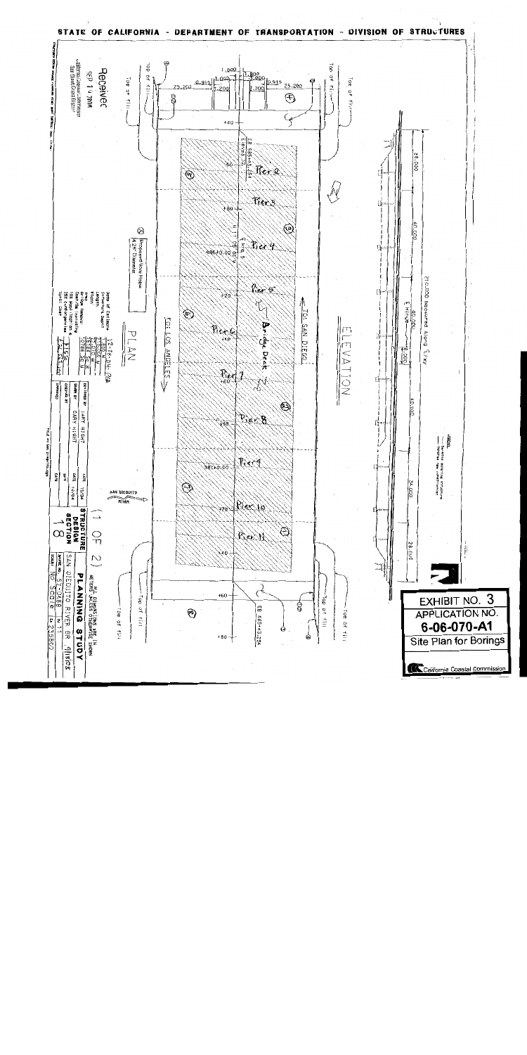STATE OF CALIFORNIA - DEPARTMENT OF TRANSPORTATION - DIVISION OF STRUCTURES

Received

SEP 1 4 2008

California Coastal Commission
San Diego Coast District

Top of fill

Toe of fill

25.200

0.915

1.800

1.000

1.200

1.800

1.000

1.200

0.915

25.200

+40

EB 585+43.254

+60

Pier 2

Pier 3

+80

Pier 4

586+00.00

Proposed Bore Holes
4.25" Diameter

+20

Pier 5

Pier 6

+40

Bridge Deck

To: SAN DIEGO

To: LOS ANGELES

PLAN

ELEVATION

Pier 7

+60

Pier 8

+80

Pier 9

587+00.00

+20

Pier 10

SAN DIEGUITO RIVER

Pier 11

+40

+60

EB 585+43.254

+80

28.000

40.000

210.000 Measured Along ℄ Fwy

40.000

18.000

40.000

34.000

28.000

LEGEND
Existing structure
Indicates new construction

12-SD-5-PM 29.2

| | |
|---|---|
| DESIGNED BY | GARY HIGHT |
| DRAWN BY | GARY HIGHT |
| CHECKED BY | |
| DATE | 10/04 |

STRUCTURE DESIGN SECTION 18

(1 OF 2)

PLANNING STUDY

SAN DIEGUITO RIVER BR.

ALL DIMENSIONS ARE IN METERS UNLESS OTHERWISE SHOWN

NO SCALE

EXHIBIT NO. 3

APPLICATION NO. 6-06-070-A1

Site Plan for Borings

California Coastal Commission